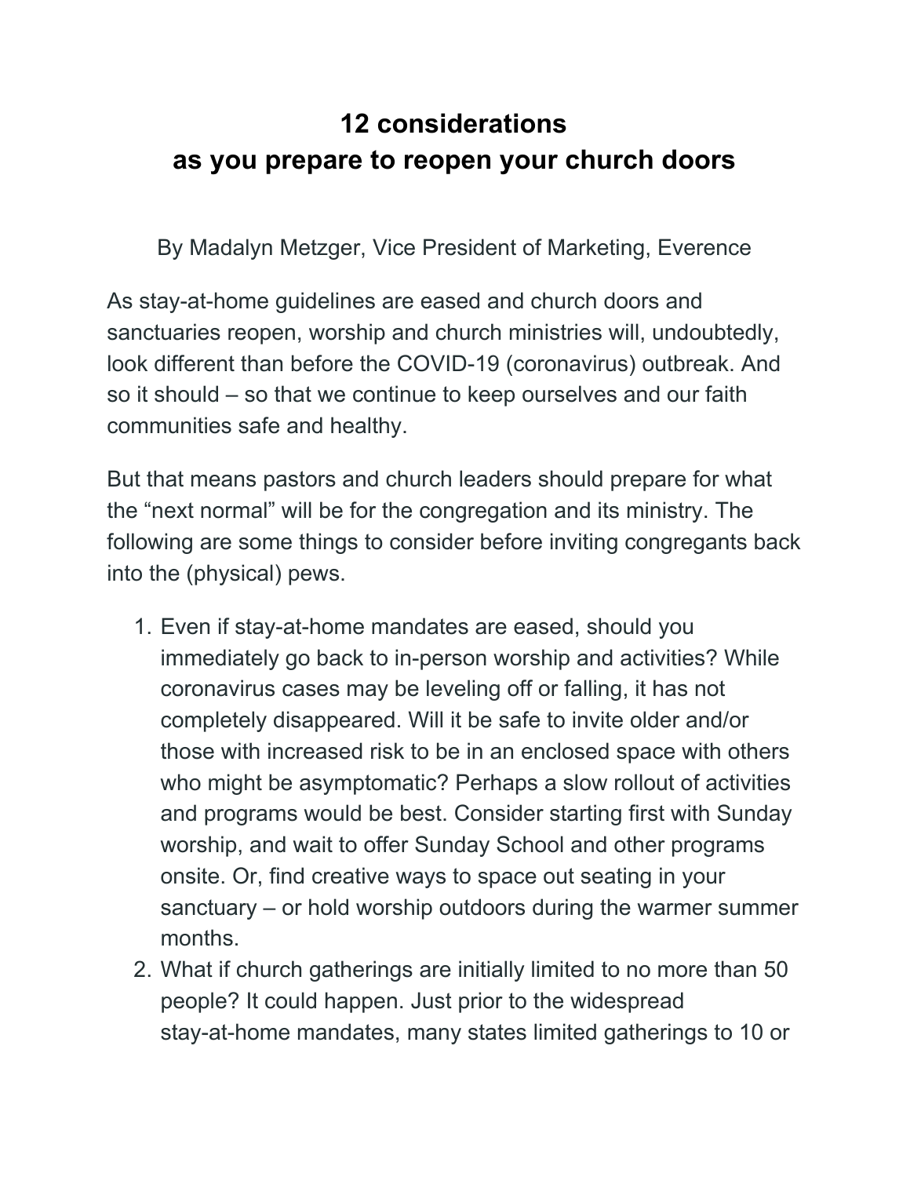# 12 considerations as you prepare to reopen your church doors

By Madalyn Metzger, Vice President of Marketing, Everence

As stay-at-home guidelines are eased and church doors and sanctuaries reopen, worship and church ministries will, undoubtedly, look different than before the COVID-19 (coronavirus) outbreak. And so it should – so that we continue to keep ourselves and our faith communities safe and healthy.

But that means pastors and church leaders should prepare for what the "next normal" will be for the congregation and its ministry. The following are some things to consider before inviting congregants back into the (physical) pews.

1. Even if stay-at-home mandates are eased, should you immediately go back to in-person worship and activities? While coronavirus cases may be leveling off or falling, it has not completely disappeared. Will it be safe to invite older and/or those with increased risk to be in an enclosed space with others who might be asymptomatic? Perhaps a slow rollout of activities and programs would be best. Consider starting first with Sunday worship, and wait to offer Sunday School and other programs onsite. Or, find creative ways to space out seating in your sanctuary – or hold worship outdoors during the warmer summer months.
2. What if church gatherings are initially limited to no more than 50 people? It could happen. Just prior to the widespread stay-at-home mandates, many states limited gatherings to 10 or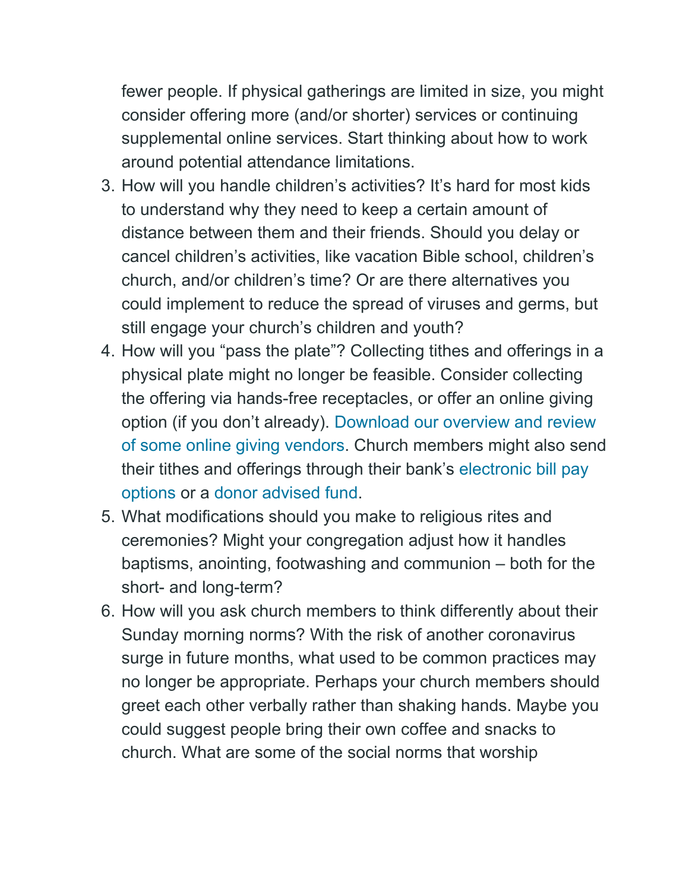fewer people. If physical gatherings are limited in size, you might consider offering more (and/or shorter) services or continuing supplemental online services. Start thinking about how to work around potential attendance limitations.

3. How will you handle children's activities? It's hard for most kids to understand why they need to keep a certain amount of distance between them and their friends. Should you delay or cancel children's activities, like vacation Bible school, children's church, and/or children's time? Or are there alternatives you could implement to reduce the spread of viruses and germs, but still engage your church's children and youth?
4. How will you "pass the plate"? Collecting tithes and offerings in a physical plate might no longer be feasible. Consider collecting the offering via hands-free receptacles, or offer an online giving option (if you don't already). Download our overview and review of some online giving vendors. Church members might also send their tithes and offerings through their bank's electronic bill pay options or a donor advised fund.
5. What modifications should you make to religious rites and ceremonies? Might your congregation adjust how it handles baptisms, anointing, footwashing and communion – both for the short- and long-term?
6. How will you ask church members to think differently about their Sunday morning norms? With the risk of another coronavirus surge in future months, what used to be common practices may no longer be appropriate. Perhaps your church members should greet each other verbally rather than shaking hands. Maybe you could suggest people bring their own coffee and snacks to church. What are some of the social norms that worship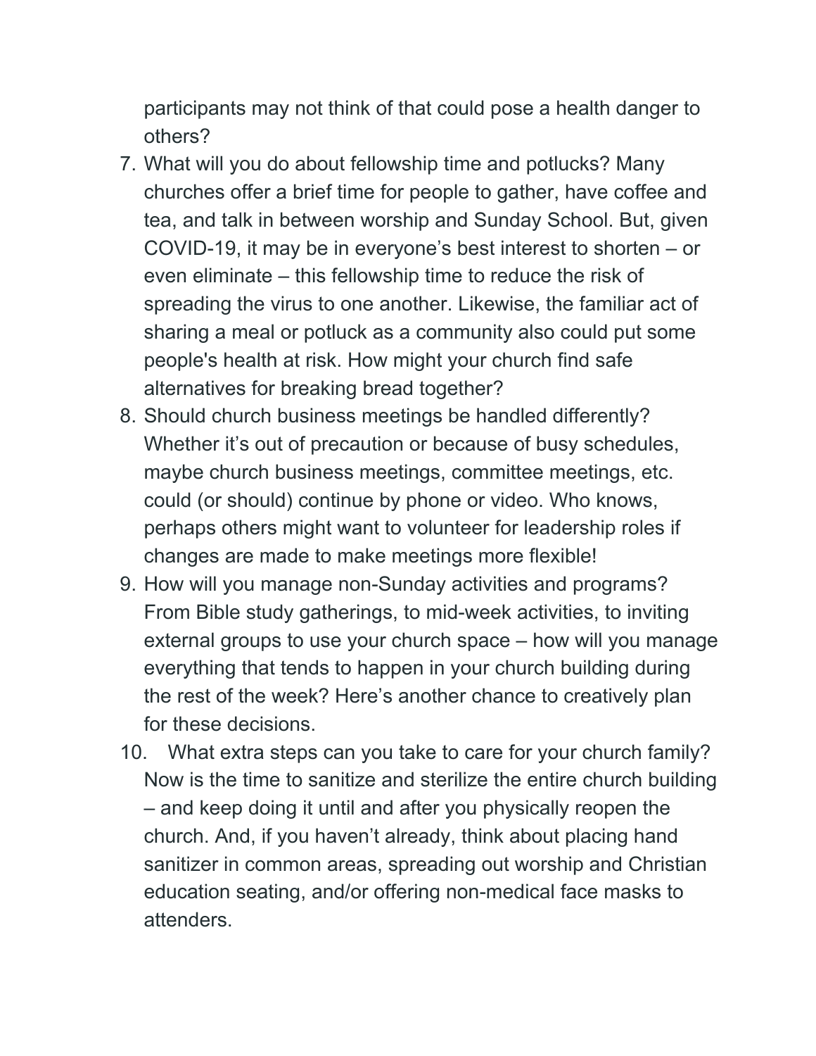participants may not think of that could pose a health danger to others?

7. What will you do about fellowship time and potlucks? Many churches offer a brief time for people to gather, have coffee and tea, and talk in between worship and Sunday School. But, given COVID-19, it may be in everyone's best interest to shorten – or even eliminate – this fellowship time to reduce the risk of spreading the virus to one another. Likewise, the familiar act of sharing a meal or potluck as a community also could put some people's health at risk. How might your church find safe alternatives for breaking bread together?
8. Should church business meetings be handled differently? Whether it's out of precaution or because of busy schedules, maybe church business meetings, committee meetings, etc. could (or should) continue by phone or video. Who knows, perhaps others might want to volunteer for leadership roles if changes are made to make meetings more flexible!
9. How will you manage non-Sunday activities and programs? From Bible study gatherings, to mid-week activities, to inviting external groups to use your church space – how will you manage everything that tends to happen in your church building during the rest of the week? Here's another chance to creatively plan for these decisions.
10. What extra steps can you take to care for your church family? Now is the time to sanitize and sterilize the entire church building – and keep doing it until and after you physically reopen the church. And, if you haven't already, think about placing hand sanitizer in common areas, spreading out worship and Christian education seating, and/or offering non-medical face masks to attenders.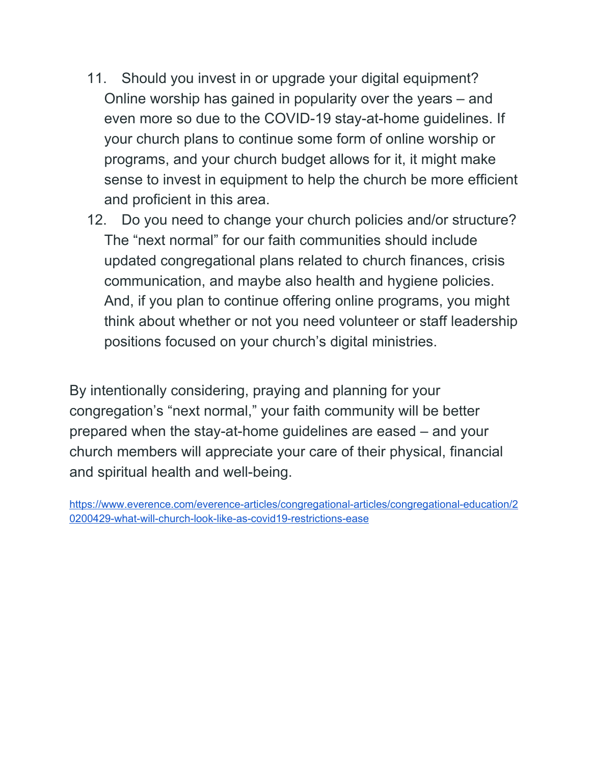11. Should you invest in or upgrade your digital equipment? Online worship has gained in popularity over the years – and even more so due to the COVID-19 stay-at-home guidelines. If your church plans to continue some form of online worship or programs, and your church budget allows for it, it might make sense to invest in equipment to help the church be more efficient and proficient in this area.
12. Do you need to change your church policies and/or structure? The "next normal" for our faith communities should include updated congregational plans related to church finances, crisis communication, and maybe also health and hygiene policies. And, if you plan to continue offering online programs, you might think about whether or not you need volunteer or staff leadership positions focused on your church's digital ministries.

By intentionally considering, praying and planning for your congregation's "next normal," your faith community will be better prepared when the stay-at-home guidelines are eased – and your church members will appreciate your care of their physical, financial and spiritual health and well-being.

https://www.everence.com/everence-articles/congregational-articles/congregational-education/20200429-what-will-church-look-like-as-covid19-restrictions-ease